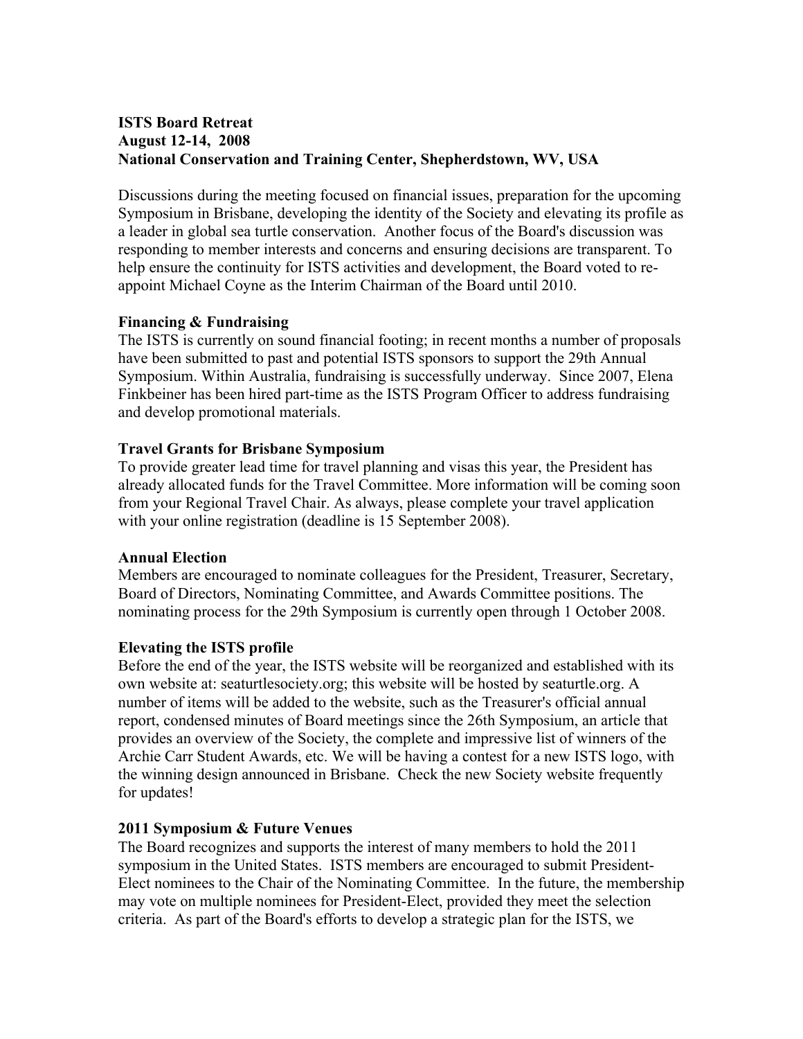**ISTS Board Retreat**
**August 12-14, 2008**
**National Conservation and Training Center, Shepherdstown, WV, USA**

Discussions during the meeting focused on financial issues, preparation for the upcoming Symposium in Brisbane, developing the identity of the Society and elevating its profile as a leader in global sea turtle conservation. Another focus of the Board's discussion was responding to member interests and concerns and ensuring decisions are transparent. To help ensure the continuity for ISTS activities and development, the Board voted to re-appoint Michael Coyne as the Interim Chairman of the Board until 2010.

**Financing & Fundraising**

The ISTS is currently on sound financial footing; in recent months a number of proposals have been submitted to past and potential ISTS sponsors to support the 29th Annual Symposium. Within Australia, fundraising is successfully underway. Since 2007, Elena Finkbeiner has been hired part-time as the ISTS Program Officer to address fundraising and develop promotional materials.

**Travel Grants for Brisbane Symposium**

To provide greater lead time for travel planning and visas this year, the President has already allocated funds for the Travel Committee. More information will be coming soon from your Regional Travel Chair. As always, please complete your travel application with your online registration (deadline is 15 September 2008).

**Annual Election**

Members are encouraged to nominate colleagues for the President, Treasurer, Secretary, Board of Directors, Nominating Committee, and Awards Committee positions. The nominating process for the 29th Symposium is currently open through 1 October 2008.

**Elevating the ISTS profile**

Before the end of the year, the ISTS website will be reorganized and established with its own website at: seaturtlesociety.org; this website will be hosted by seaturtle.org. A number of items will be added to the website, such as the Treasurer's official annual report, condensed minutes of Board meetings since the 26th Symposium, an article that provides an overview of the Society, the complete and impressive list of winners of the Archie Carr Student Awards, etc. We will be having a contest for a new ISTS logo, with the winning design announced in Brisbane. Check the new Society website frequently for updates!

**2011 Symposium & Future Venues**

The Board recognizes and supports the interest of many members to hold the 2011 symposium in the United States. ISTS members are encouraged to submit President-Elect nominees to the Chair of the Nominating Committee. In the future, the membership may vote on multiple nominees for President-Elect, provided they meet the selection criteria. As part of the Board's efforts to develop a strategic plan for the ISTS, we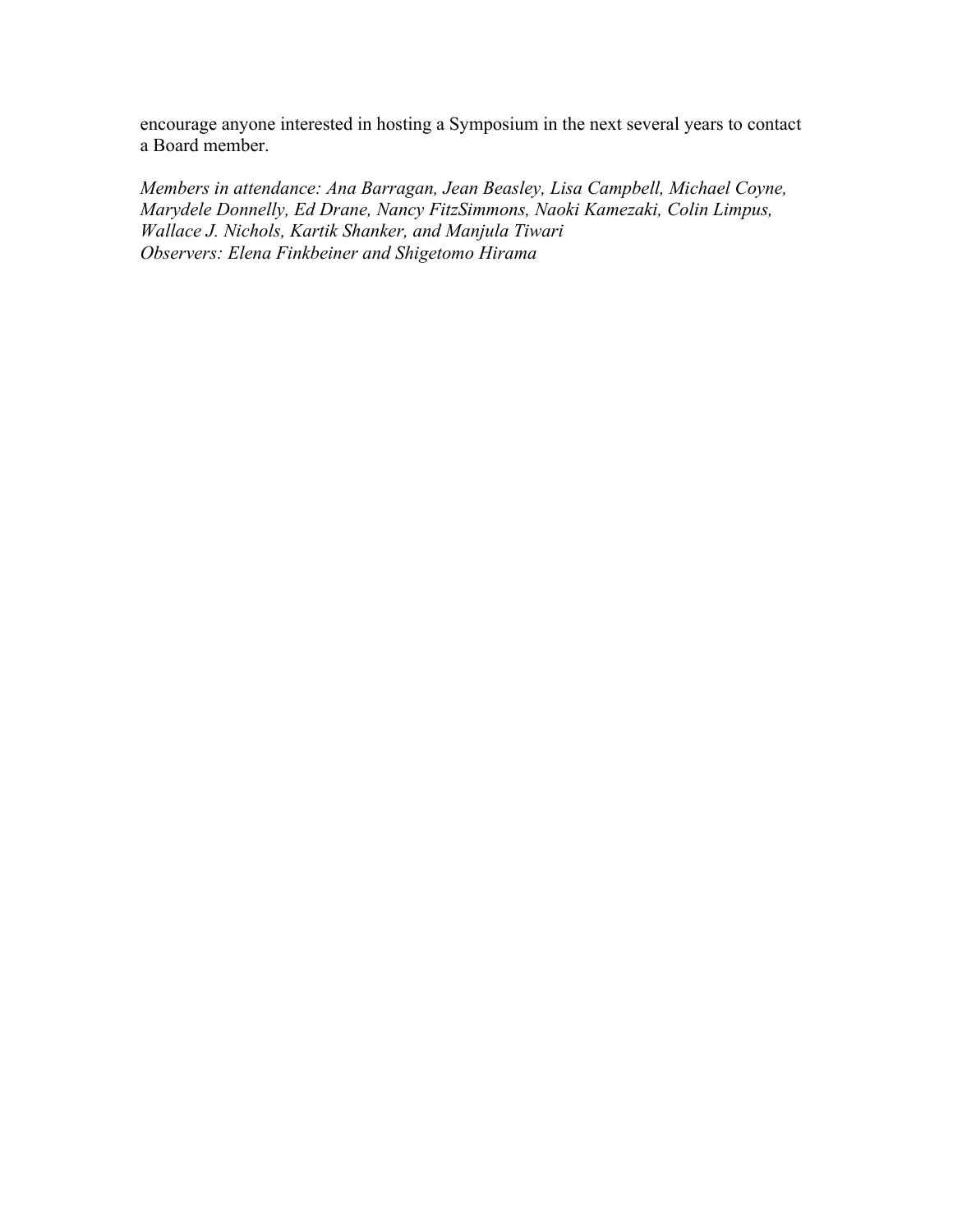encourage anyone interested in hosting a Symposium in the next several years to contact a Board member.

*Members in attendance: Ana Barragan, Jean Beasley, Lisa Campbell, Michael Coyne, Marydele Donnelly, Ed Drane, Nancy FitzSimmons, Naoki Kamezaki, Colin Limpus, Wallace J. Nichols, Kartik Shanker, and Manjula Tiwari*
*Observers: Elena Finkbeiner and Shigetomo Hirama*